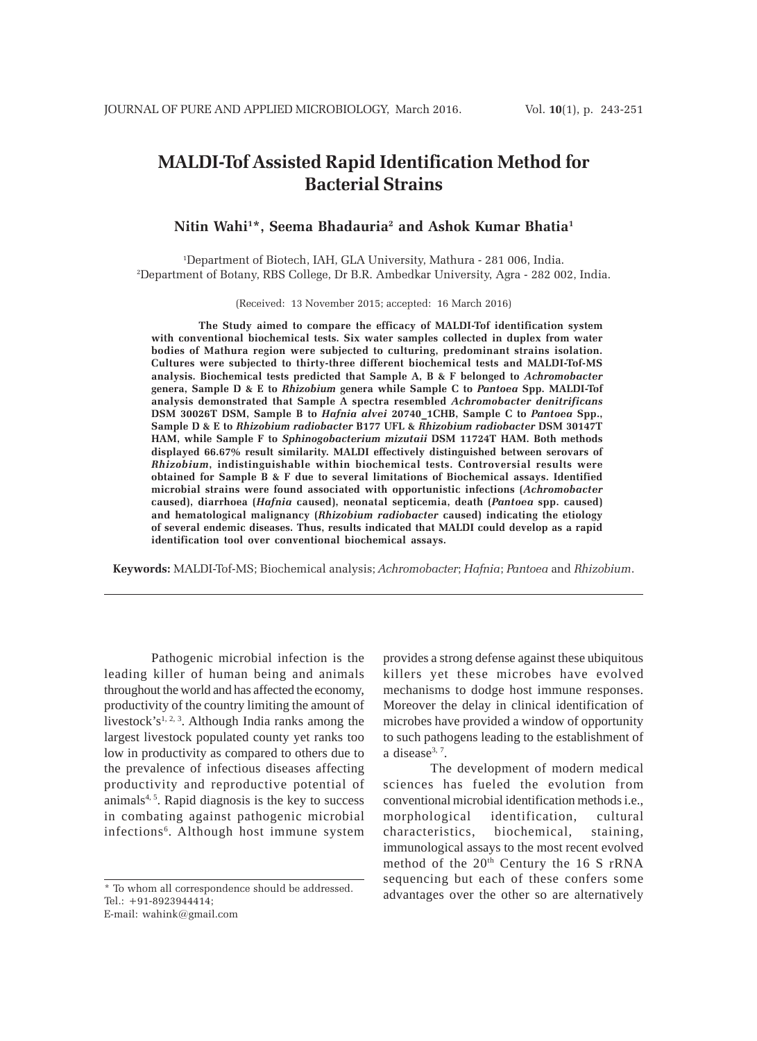# MALDI-Tof Assisted Rapid Identification Method for Bacterial Strains

**Nitin Wahi[1]*, Seema Bhadauria[2] and Ashok Kumar Bhatia[1]**

[1]Department of Biotech, IAH, GLA University, Mathura - 281 006, India.
[2]Department of Botany, RBS College, Dr B.R. Ambedkar University, Agra - 282 002, India.

(Received: 13 November 2015; accepted: 16 March 2016)

**The Study aimed to compare the efficacy of MALDI-Tof identification system with conventional biochemical tests. Six water samples collected in duplex from water bodies of Mathura region were subjected to culturing, predominant strains isolation. Cultures were subjected to thirty-three different biochemical tests and MALDI-Tof-MS analysis. Biochemical tests predicted that Sample A, B & F belonged to *Achromobacter* genera, Sample D & E to *Rhizobium* genera while Sample C to *Pantoea* Spp. MALDI-Tof analysis demonstrated that Sample A spectra resembled *Achromobacter denitrificans* DSM 30026T DSM, Sample B to *Hafnia alvei* 20740_1CHB, Sample C to *Pantoea* Spp., Sample D & E to *Rhizobium radiobacter* B177 UFL & *Rhizobium radiobacter* DSM 30147T HAM, while Sample F to *Sphingobacterium mizutaii* DSM 11724T HAM. Both methods displayed 66.67% result similarity. MALDI effectively distinguished between serovars of *Rhizobium*, indistinguishable within biochemical tests. Controversial results were obtained for Sample B & F due to several limitations of Biochemical assays. Identified microbial strains were found associated with opportunistic infections (*Achromobacter* caused), diarrhoea (*Hafnia* caused), neonatal septicemia, death (*Pantoea* spp. caused) and hematological malignancy (*Rhizobium radiobacter* caused) indicating the etiology of several endemic diseases. Thus, results indicated that MALDI could develop as a rapid identification tool over conventional biochemical assays.**

**Keywords:** MALDI-Tof-MS; Biochemical analysis; *Achromobacter*; *Hafnia*; *Pantoea* and *Rhizobium*.

---

Pathogenic microbial infection is the leading killer of human being and animals throughout the world and has affected the economy, productivity of the country limiting the amount of livestock's[1, 2, 3]. Although India ranks among the largest livestock populated county yet ranks too low in productivity as compared to others due to the prevalence of infectious diseases affecting productivity and reproductive potential of animals[4, 5]. Rapid diagnosis is the key to success in combating against pathogenic microbial infections[6]. Although host immune system provides a strong defense against these ubiquitous killers yet these microbes have evolved mechanisms to dodge host immune responses. Moreover the delay in clinical identification of microbes have provided a window of opportunity to such pathogens leading to the establishment of a disease[3, 7].

The development of modern medical sciences has fueled the evolution from conventional microbial identification methods i.e., morphological identification, cultural characteristics, biochemical, staining, immunological assays to the most recent evolved method of the 20th Century the 16 S rRNA sequencing but each of these confers some advantages over the other so are alternatively

* To whom all correspondence should be addressed.
Tel.: +91-8923944414;
E-mail: wahink@gmail.com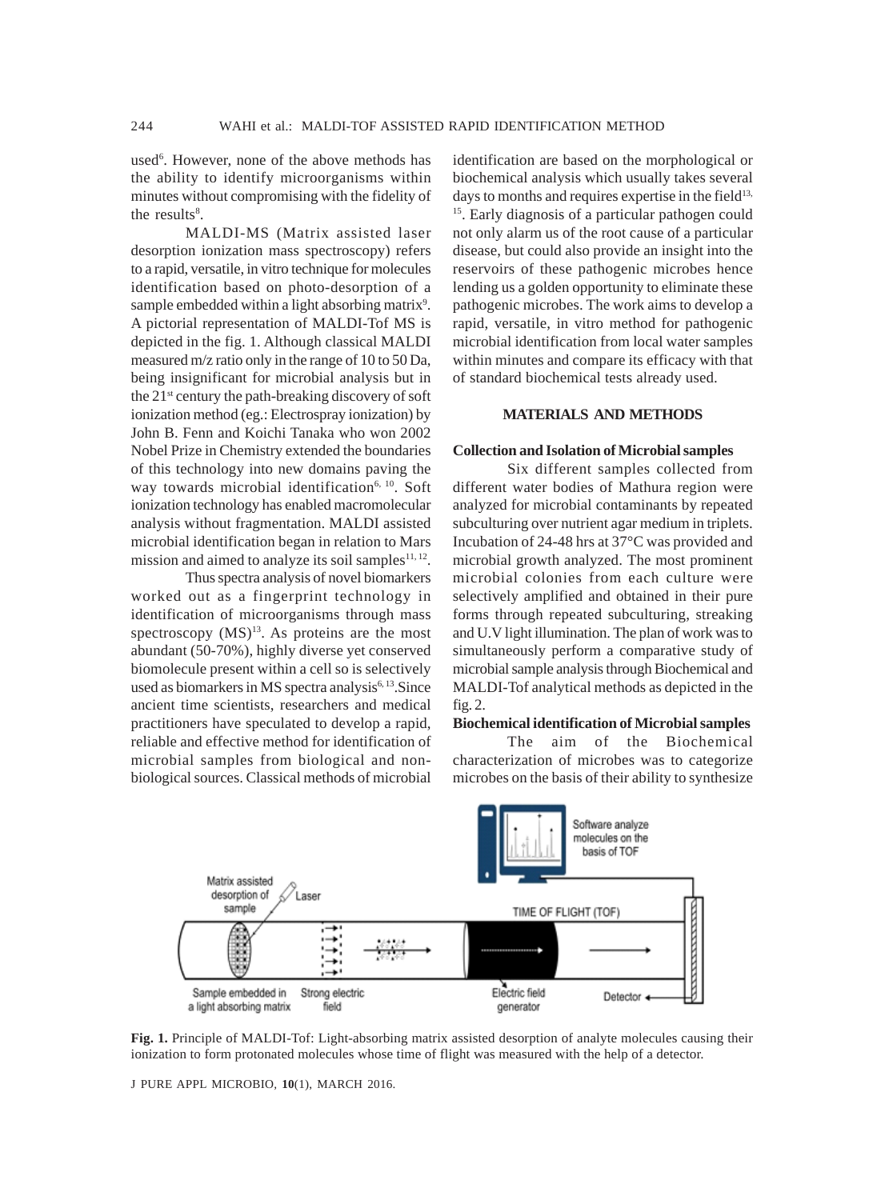used[6]. However, none of the above methods has the ability to identify microorganisms within minutes without compromising with the fidelity of the results[8].

MALDI-MS (Matrix assisted laser desorption ionization mass spectroscopy) refers to a rapid, versatile, in vitro technique for molecules identification based on photo-desorption of a sample embedded within a light absorbing matrix[9]. A pictorial representation of MALDI-Tof MS is depicted in the fig. 1. Although classical MALDI measured m/z ratio only in the range of 10 to 50 Da, being insignificant for microbial analysis but in the 21st century the path-breaking discovery of soft ionization method (eg.: Electrospray ionization) by John B. Fenn and Koichi Tanaka who won 2002 Nobel Prize in Chemistry extended the boundaries of this technology into new domains paving the way towards microbial identification[6, 10]. Soft ionization technology has enabled macromolecular analysis without fragmentation. MALDI assisted microbial identification began in relation to Mars mission and aimed to analyze its soil samples[11, 12].

Thus spectra analysis of novel biomarkers worked out as a fingerprint technology in identification of microorganisms through mass spectroscopy (MS)[13]. As proteins are the most abundant (50-70%), highly diverse yet conserved biomolecule present within a cell so is selectively used as biomarkers in MS spectra analysis[6, 13]. Since ancient time scientists, researchers and medical practitioners have speculated to develop a rapid, reliable and effective method for identification of microbial samples from biological and non-biological sources. Classical methods of microbial identification are based on the morphological or biochemical analysis which usually takes several days to months and requires expertise in the field[13, 15]. Early diagnosis of a particular pathogen could not only alarm us of the root cause of a particular disease, but could also provide an insight into the reservoirs of these pathogenic microbes hence lending us a golden opportunity to eliminate these pathogenic microbes. The work aims to develop a rapid, versatile, in vitro method for pathogenic microbial identification from local water samples within minutes and compare its efficacy with that of standard biochemical tests already used.

## MATERIALS AND METHODS

### Collection and Isolation of Microbial samples

Six different samples collected from different water bodies of Mathura region were analyzed for microbial contaminants by repeated subculturing over nutrient agar medium in triplets. Incubation of 24-48 hrs at 37°C was provided and microbial growth analyzed. The most prominent microbial colonies from each culture were selectively amplified and obtained in their pure forms through repeated subculturing, streaking and U.V light illumination. The plan of work was to simultaneously perform a comparative study of microbial sample analysis through Biochemical and MALDI-Tof analytical methods as depicted in the fig. 2.

### Biochemical identification of Microbial samples

The aim of the Biochemical characterization of microbes was to categorize microbes on the basis of their ability to synthesize

**Fig. 1.** Principle of MALDI-Tof: Light-absorbing matrix assisted desorption of analyte molecules causing their ionization to form protonated molecules whose time of flight was measured with the help of a detector.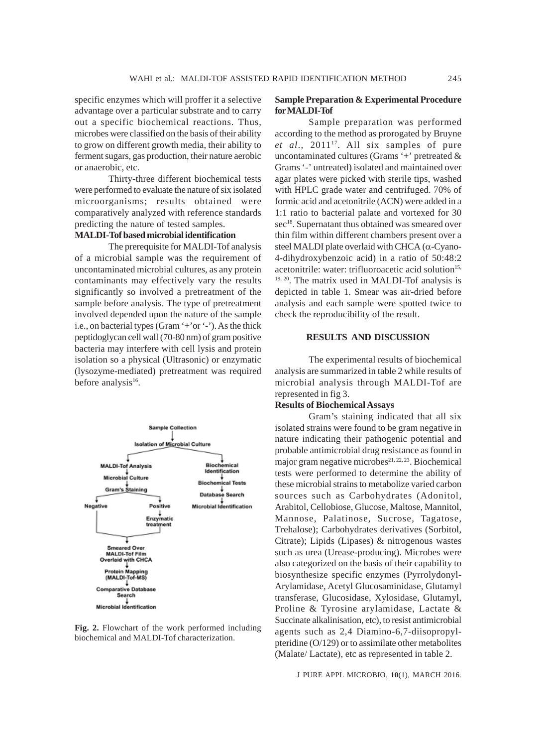specific enzymes which will proffer it a selective advantage over a particular substrate and to carry out a specific biochemical reactions. Thus, microbes were classified on the basis of their ability to grow on different growth media, their ability to ferment sugars, gas production, their nature aerobic or anaerobic, etc.

Thirty-three different biochemical tests were performed to evaluate the nature of six isolated microorganisms; results obtained were comparatively analyzed with reference standards predicting the nature of tested samples.

**MALDI-Tof based microbial identification**

The prerequisite for MALDI-Tof analysis of a microbial sample was the requirement of uncontaminated microbial cultures, as any protein contaminants may effectively vary the results significantly so involved a pretreatment of the sample before analysis. The type of pretreatment involved depended upon the nature of the sample i.e., on bacterial types (Gram '+'or '-'). As the thick peptidoglycan cell wall (70-80 nm) of gram positive bacteria may interfere with cell lysis and protein isolation so a physical (Ultrasonic) or enzymatic (lysozyme-mediated) pretreatment was required before analysis[16].

Sample Collection
Isolation of Microbial Culture
MALDI-Tof Analysis → Microbial Culture → Gram's Staining → Negative / Positive → Enzymatic treatment → Smeared Over MALDI-Tof Film Overlaid with CHCA → Protein Mapping (MALDI-Tof-MS) → Comparative Database Search → Microbial Identification
Biochemical Identification → Biochemical Tests → Database Search → Microbial Identification

**Fig. 2.** Flowchart of the work performed including biochemical and MALDI-Tof characterization.

**Sample Preparation & Experimental Procedure for MALDI-Tof**

Sample preparation was performed according to the method as prorogated by Bruyne *et al.*, 2011[17]. All six samples of pure uncontaminated cultures (Grams '+' pretreated & Grams '-' untreated) isolated and maintained over agar plates were picked with sterile tips, washed with HPLC grade water and centrifuged. 70% of formic acid and acetonitrile (ACN) were added in a 1:1 ratio to bacterial palate and vortexed for 30 sec[18]. Supernatant thus obtained was smeared over thin film within different chambers present over a steel MALDI plate overlaid with CHCA ($\alpha$-Cyano-4-dihydroxybenzoic acid) in a ratio of 50:48:2 acetonitrile: water: trifluoroacetic acid solution[15, 19, 20]. The matrix used in MALDI-Tof analysis is depicted in table 1. Smear was air-dried before analysis and each sample were spotted twice to check the reproducibility of the result.

## RESULTS AND DISCUSSION

The experimental results of biochemical analysis are summarized in table 2 while results of microbial analysis through MALDI-Tof are represented in fig 3.

**Results of Biochemical Assays**

Gram's staining indicated that all six isolated strains were found to be gram negative in nature indicating their pathogenic potential and probable antimicrobial drug resistance as found in major gram negative microbes[21, 22, 23]. Biochemical tests were performed to determine the ability of these microbial strains to metabolize varied carbon sources such as Carbohydrates (Adonitol, Arabitol, Cellobiose, Glucose, Maltose, Mannitol, Mannose, Palatinose, Sucrose, Tagatose, Trehalose); Carbohydrates derivatives (Sorbitol, Citrate); Lipids (Lipases) & nitrogenous wastes such as urea (Urease-producing). Microbes were also categorized on the basis of their capability to biosynthesize specific enzymes (Pyrrolydonyl-Arylamidase, Acetyl Glucosaminidase, Glutamyl transferase, Glucosidase, Xylosidase, Glutamyl, Proline & Tyrosine arylamidase, Lactate & Succinate alkalinisation, etc), to resist antimicrobial agents such as 2,4 Diamino-6,7-diisopropyl-pteridine (O/129) or to assimilate other metabolites (Malate/ Lactate), etc as represented in table 2.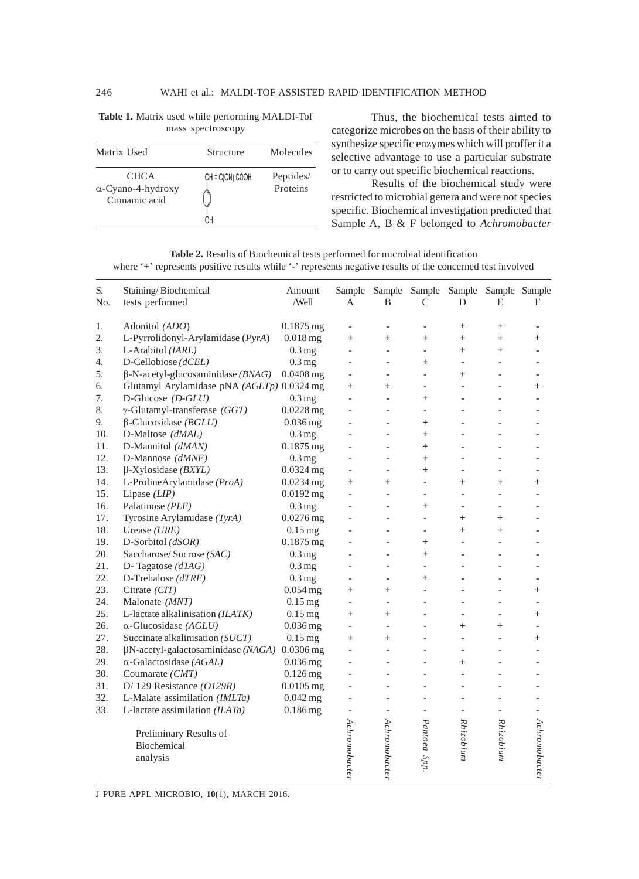**Table 1.** Matrix used while performing MALDI-Tof mass spectroscopy

| Matrix Used | Structure | Molecules |
|---|---|---|
| CHCA α-Cyano-4-hydroxy Cinnamic acid | CH = C(CN) COOH (para-hydroxyphenyl) | Peptides/ Proteins |

Thus, the biochemical tests aimed to categorize microbes on the basis of their ability to synthesize specific enzymes which will proffer it a selective advantage to use a particular substrate or to carry out specific biochemical reactions.

Results of the biochemical study were restricted to microbial genera and were not species specific. Biochemical investigation predicted that Sample A, B & F belonged to *Achromobacter*

**Table 2.** Results of Biochemical tests performed for microbial identification where '+' represents positive results while '-' represents negative results of the concerned test involved

| S. No. | Staining/ Biochemical tests performed | Amount /Well | Sample A | Sample B | Sample C | Sample D | Sample E | Sample F |
|---|---|---|---|---|---|---|---|---|
| 1. | Adonitol *(ADO)* | 0.1875 mg | - | - | - | + | + | - |
| 2. | L-Pyrrolidonyl-Arylamidase *(PyrA)* | 0.018 mg | + | + | + | + | + | + |
| 3. | L-Arabitol *(IARL)* | 0.3 mg | - | - | - | + | + | - |
| 4. | D-Cellobiose *(dCEL)* | 0.3 mg | - | - | + | - | - | - |
| 5. | β-N-acetyl-glucosaminidase *(BNAG)* | 0.0408 mg | - | - | - | + | - | - |
| 6. | Glutamyl Arylamidase pNA *(AGLTp)* | 0.0324 mg | + | + | - | - | - | + |
| 7. | D-Glucose *(D-GLU)* | 0.3 mg | - | - | + | - | - | - |
| 8. | γ-Glutamyl-transferase *(GGT)* | 0.0228 mg | - | - | - | - | - | - |
| 9. | β-Glucosidase *(BGLU)* | 0.036 mg | - | - | + | - | - | - |
| 10. | D-Maltose *(dMAL)* | 0.3 mg | - | - | + | - | - | - |
| 11. | D-Mannitol *(dMAN)* | 0.1875 mg | - | - | + | - | - | - |
| 12. | D-Mannose *(dMNE)* | 0.3 mg | - | - | + | - | - | - |
| 13. | β-Xylosidase *(BXYL)* | 0.0324 mg | - | - | + | - | - | - |
| 14. | L-ProlineArylamidase *(ProA)* | 0.0234 mg | + | + | - | + | + | + |
| 15. | Lipase *(LIP)* | 0.0192 mg | - | - | - | - | - | - |
| 16. | Palatinose *(PLE)* | 0.3 mg | - | - | + | - | - | - |
| 17. | Tyrosine Arylamidase *(TyrA)* | 0.0276 mg | - | - | - | + | + | - |
| 18. | Urease *(URE)* | 0.15 mg | - | - | - | + | + | - |
| 19. | D-Sorbitol *(dSOR)* | 0.1875 mg | - | - | + | - | - | - |
| 20. | Saccharose/ Sucrose *(SAC)* | 0.3 mg | - | - | + | - | - | - |
| 21. | D- Tagatose *(dTAG)* | 0.3 mg | - | - | - | - | - | - |
| 22. | D-Trehalose *(dTRE)* | 0.3 mg | - | - | + | - | - | - |
| 23. | Citrate *(CIT)* | 0.054 mg | + | + | - | - | - | + |
| 24. | Malonate *(MNT)* | 0.15 mg | - | - | - | - | - | - |
| 25. | L-lactate alkalinisation *(ILATK)* | 0.15 mg | + | + | - | - | - | + |
| 26. | α-Glucosidase *(AGLU)* | 0.036 mg | - | - | - | + | + | - |
| 27. | Succinate alkalinisation *(SUCT)* | 0.15 mg | + | + | - | - | - | + |
| 28. | βN-acetyl-galactosaminidase *(NAGA)* | 0.0306 mg | - | - | - | - | - | - |
| 29. | α-Galactosidase *(AGAL)* | 0.036 mg | - | - | - | + | - | - |
| 30. | Coumarate *(CMT)* | 0.126 mg | - | - | - | - | - | - |
| 31. | O/ 129 Resistance *(O129R)* | 0.0105 mg | - | - | - | - | - | - |
| 32. | L-Malate assimilation *(IMLTa)* | 0.042 mg | - | - | - | - | - | - |
| 33. | L-lactate assimilation *(ILATa)* | 0.186 mg | - | - | - | - | - | - |
| | Preliminary Results of Biochemical analysis | | *Achromobacter* | *Achromobacter* | *Pantoea Spp.* | *Rhizobium* | *Rhizobium* | *Achromobacter* |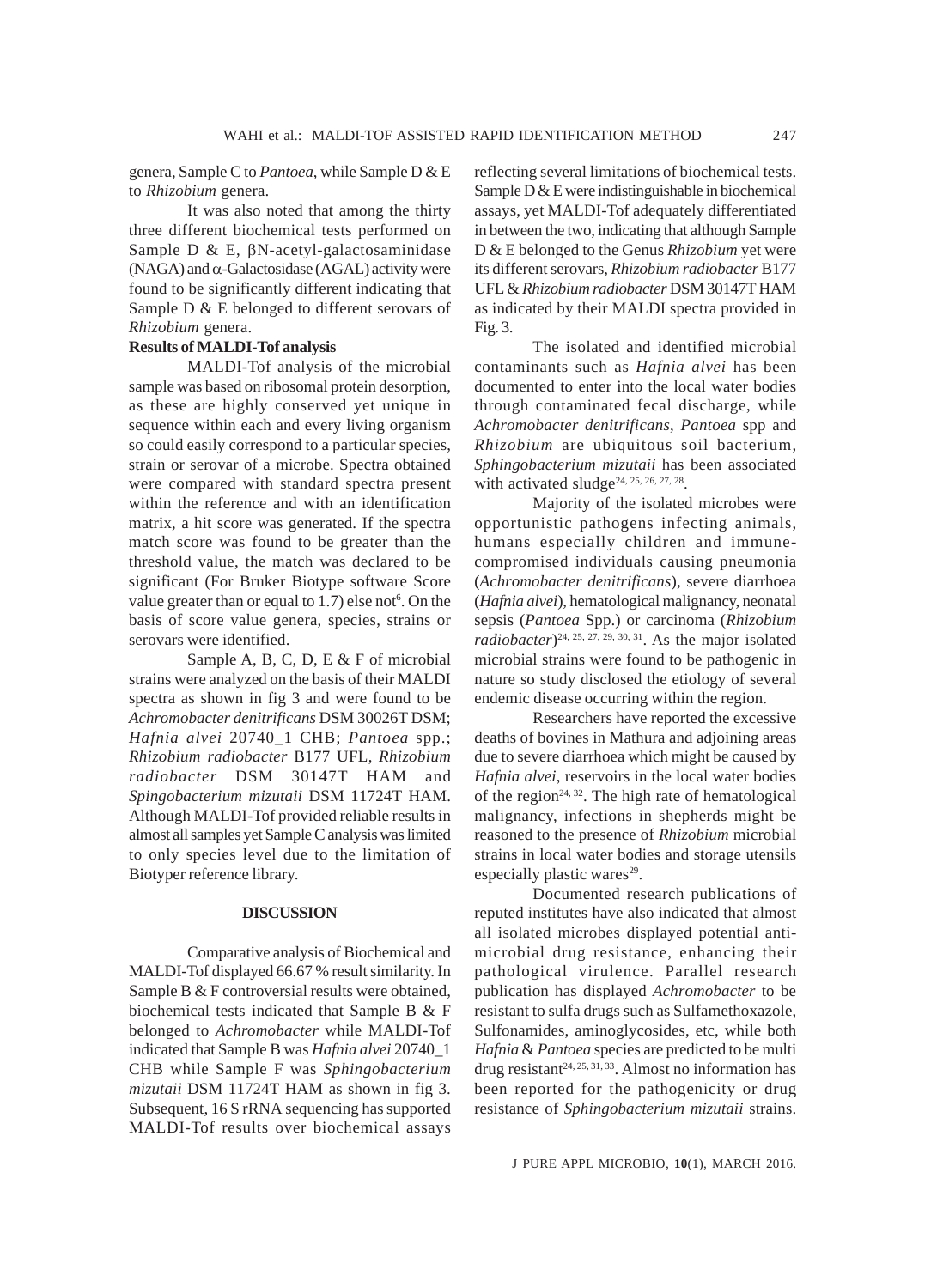genera, Sample C to *Pantoea*, while Sample D & E to *Rhizobium* genera.

It was also noted that among the thirty three different biochemical tests performed on Sample D & E, βN-acetyl-galactosaminidase (NAGA) and α-Galactosidase (AGAL) activity were found to be significantly different indicating that Sample D & E belonged to different serovars of *Rhizobium* genera.

**Results of MALDI-Tof analysis**

MALDI-Tof analysis of the microbial sample was based on ribosomal protein desorption, as these are highly conserved yet unique in sequence within each and every living organism so could easily correspond to a particular species, strain or serovar of a microbe. Spectra obtained were compared with standard spectra present within the reference and with an identification matrix, a hit score was generated. If the spectra match score was found to be greater than the threshold value, the match was declared to be significant (For Bruker Biotype software Score value greater than or equal to 1.7) else not[6]. On the basis of score value genera, species, strains or serovars were identified.

Sample A, B, C, D, E & F of microbial strains were analyzed on the basis of their MALDI spectra as shown in fig 3 and were found to be *Achromobacter denitrificans* DSM 30026T DSM; *Hafnia alvei* 20740_1 CHB; *Pantoea* spp.; *Rhizobium radiobacter* B177 UFL, *Rhizobium radiobacter* DSM 30147T HAM and *Spingobacterium mizutaii* DSM 11724T HAM. Although MALDI-Tof provided reliable results in almost all samples yet Sample C analysis was limited to only species level due to the limitation of Biotyper reference library.

## DISCUSSION

Comparative analysis of Biochemical and MALDI-Tof displayed 66.67 % result similarity. In Sample B & F controversial results were obtained, biochemical tests indicated that Sample B & F belonged to *Achromobacter* while MALDI-Tof indicated that Sample B was *Hafnia alvei* 20740_1 CHB while Sample F was *Sphingobacterium mizutaii* DSM 11724T HAM as shown in fig 3. Subsequent, 16 S rRNA sequencing has supported MALDI-Tof results over biochemical assays reflecting several limitations of biochemical tests. Sample D & E were indistinguishable in biochemical assays, yet MALDI-Tof adequately differentiated in between the two, indicating that although Sample D & E belonged to the Genus *Rhizobium* yet were its different serovars, *Rhizobium radiobacter* B177 UFL & *Rhizobium radiobacter* DSM 30147T HAM as indicated by their MALDI spectra provided in Fig. 3.

The isolated and identified microbial contaminants such as *Hafnia alvei* has been documented to enter into the local water bodies through contaminated fecal discharge, while *Achromobacter denitrificans*, *Pantoea* spp and *Rhizobium* are ubiquitous soil bacterium, *Sphingobacterium mizutaii* has been associated with activated sludge[24, 25, 26, 27, 28].

Majority of the isolated microbes were opportunistic pathogens infecting animals, humans especially children and immune-compromised individuals causing pneumonia (*Achromobacter denitrificans*), severe diarrhoea (*Hafnia alvei*), hematological malignancy, neonatal sepsis (*Pantoea* Spp.) or carcinoma (*Rhizobium radiobacter*)[24, 25, 27, 29, 30, 31]. As the major isolated microbial strains were found to be pathogenic in nature so study disclosed the etiology of several endemic disease occurring within the region.

Researchers have reported the excessive deaths of bovines in Mathura and adjoining areas due to severe diarrhoea which might be caused by *Hafnia alvei*, reservoirs in the local water bodies of the region[24, 32]. The high rate of hematological malignancy, infections in shepherds might be reasoned to the presence of *Rhizobium* microbial strains in local water bodies and storage utensils especially plastic wares[29].

Documented research publications of reputed institutes have also indicated that almost all isolated microbes displayed potential anti-microbial drug resistance, enhancing their pathological virulence. Parallel research publication has displayed *Achromobacter* to be resistant to sulfa drugs such as Sulfamethoxazole, Sulfonamides, aminoglycosides, etc, while both *Hafnia* & *Pantoea* species are predicted to be multi drug resistant[24, 25, 31, 33]. Almost no information has been reported for the pathogenicity or drug resistance of *Sphingobacterium mizutaii* strains.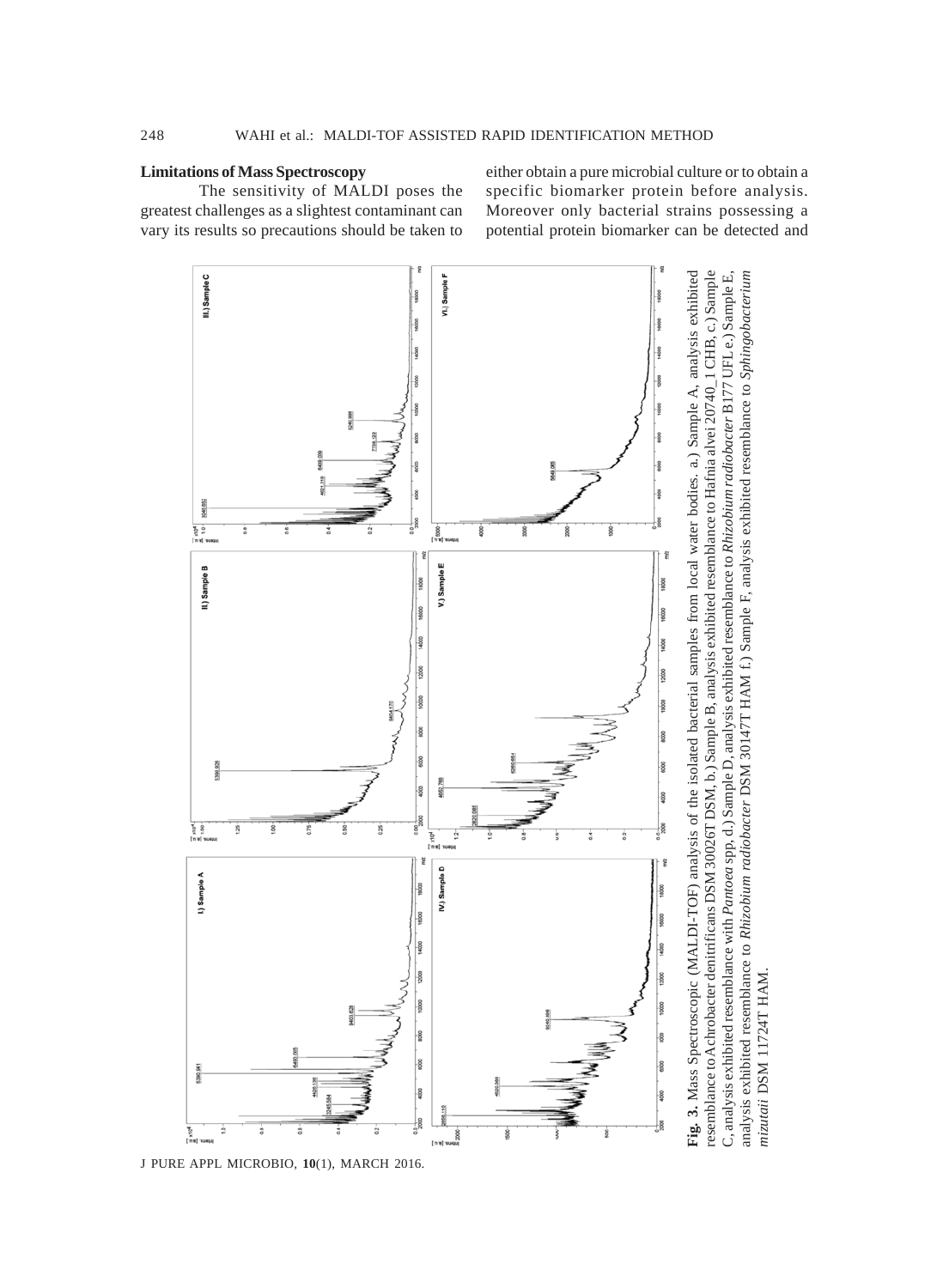## Limitations of Mass Spectroscopy

The sensitivity of MALDI poses the greatest challenges as a slightest contaminant can vary its results so precautions should be taken to either obtain a pure microbial culture or to obtain a specific biomarker protein before analysis. Moreover only bacterial strains possessing a potential protein biomarker can be detected and

**Fig. 3.** Mass Spectroscopic (MALDI-TOF) analysis of the isolated bacterial samples from local water bodies. a.) Sample A, analysis exhibited resemblance to Achrobacter denitrificans DSM 30026T DSM, b.) Sample B, analysis exhibited resemblance to Hafnia alvei 20740_1 CHB, c.) Sample C, analysis exhibited resemblance with *Pantoea* spp, d.) Sample D, analysis exhibited resemblance to *Rhizobium radiobacter* B177 UFL e.) Sample E, analysis exhibited resemblance to *Rhizobium radiobacter* DSM 30147T HAM f.) Sample F, analysis exhibited resemblance to *Sphingobacterium mizutaii* DSM 11724T HAM.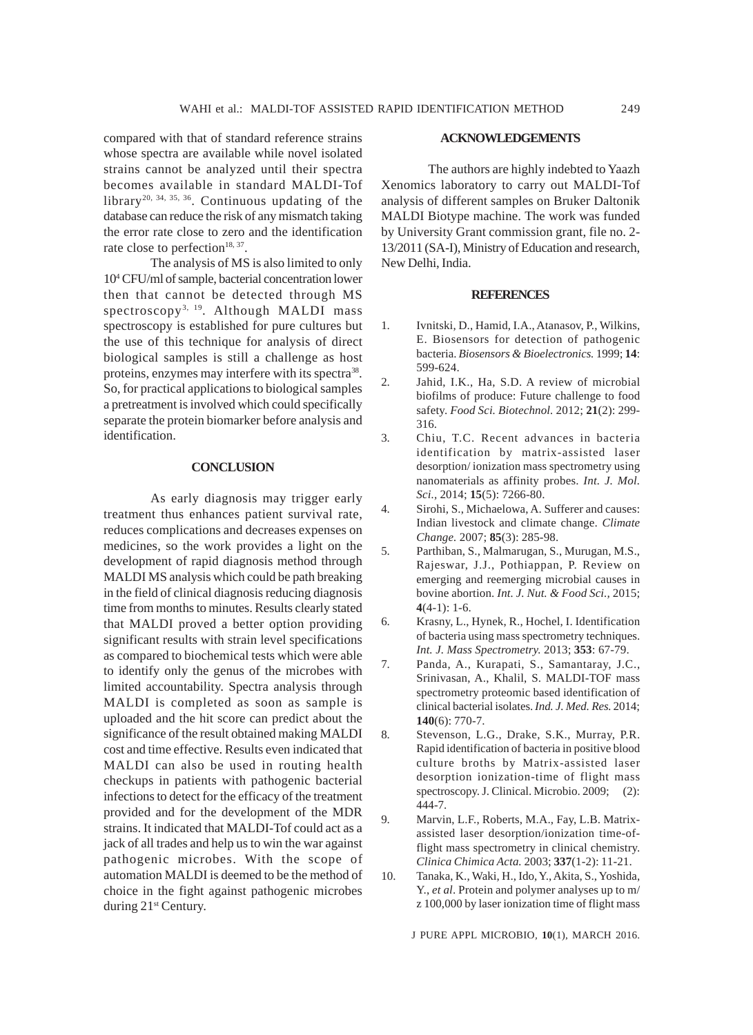compared with that of standard reference strains whose spectra are available while novel isolated strains cannot be analyzed until their spectra becomes available in standard MALDI-Tof library[20, 34, 35, 36]. Continuous updating of the database can reduce the risk of any mismatch taking the error rate close to zero and the identification rate close to perfection[18, 37].

The analysis of MS is also limited to only $10^4$ CFU/ml of sample, bacterial concentration lower then that cannot be detected through MS spectroscopy[3, 19]. Although MALDI mass spectroscopy is established for pure cultures but the use of this technique for analysis of direct biological samples is still a challenge as host proteins, enzymes may interfere with its spectra[38]. So, for practical applications to biological samples a pretreatment is involved which could specifically separate the protein biomarker before analysis and identification.

## CONCLUSION

As early diagnosis may trigger early treatment thus enhances patient survival rate, reduces complications and decreases expenses on medicines, so the work provides a light on the development of rapid diagnosis method through MALDI MS analysis which could be path breaking in the field of clinical diagnosis reducing diagnosis time from months to minutes. Results clearly stated that MALDI proved a better option providing significant results with strain level specifications as compared to biochemical tests which were able to identify only the genus of the microbes with limited accountability. Spectra analysis through MALDI is completed as soon as sample is uploaded and the hit score can predict about the significance of the result obtained making MALDI cost and time effective. Results even indicated that MALDI can also be used in routing health checkups in patients with pathogenic bacterial infections to detect for the efficacy of the treatment provided and for the development of the MDR strains. It indicated that MALDI-Tof could act as a jack of all trades and help us to win the war against pathogenic microbes. With the scope of automation MALDI is deemed to be the method of choice in the fight against pathogenic microbes during 21st Century.

## ACKNOWLEDGEMENTS

The authors are highly indebted to Yaazh Xenomics laboratory to carry out MALDI-Tof analysis of different samples on Bruker Daltonik MALDI Biotype machine. The work was funded by University Grant commission grant, file no. 2-13/2011 (SA-I), Ministry of Education and research, New Delhi, India.

## REFERENCES

1. Ivnitski, D., Hamid, I.A., Atanasov, P., Wilkins, E. Biosensors for detection of pathogenic bacteria. *Biosensors & Bioelectronics.* 1999; **14**: 599-624.
2. Jahid, I.K., Ha, S.D. A review of microbial biofilms of produce: Future challenge to food safety. *Food Sci. Biotechnol.* 2012; **21**(2): 299-316.
3. Chiu, T.C. Recent advances in bacteria identification by matrix-assisted laser desorption/ ionization mass spectrometry using nanomaterials as affinity probes. *Int. J. Mol. Sci.,* 2014; **15**(5): 7266-80.
4. Sirohi, S., Michaelowa, A. Sufferer and causes: Indian livestock and climate change. *Climate Change.* 2007; **85**(3): 285-98.
5. Parthiban, S., Malmarugan, S., Murugan, M.S., Rajeswar, J.J., Pothiappan, P. Review on emerging and reemerging microbial causes in bovine abortion. *Int. J. Nut. & Food Sci.,* 2015; **4**(4-1): 1-6.
6. Krasny, L., Hynek, R., Hochel, I. Identification of bacteria using mass spectrometry techniques. *Int. J. Mass Spectrometry.* 2013; **353**: 67-79.
7. Panda, A., Kurapati, S., Samantaray, J.C., Srinivasan, A., Khalil, S. MALDI-TOF mass spectrometry proteomic based identification of clinical bacterial isolates. *Ind. J. Med. Res.* 2014; **140**(6): 770-7.
8. Stevenson, L.G., Drake, S.K., Murray, P.R. Rapid identification of bacteria in positive blood culture broths by Matrix-assisted laser desorption ionization-time of flight mass spectroscopy. J. Clinical. Microbio. 2009; (2): 444-7.
9. Marvin, L.F., Roberts, M.A., Fay, L.B. Matrix-assisted laser desorption/ionization time-of-flight mass spectrometry in clinical chemistry. *Clinica Chimica Acta.* 2003; **337**(1-2): 11-21.
10. Tanaka, K., Waki, H., Ido, Y., Akita, S., Yoshida, Y., *et al*. Protein and polymer analyses up to m/z 100,000 by laser ionization time of flight mass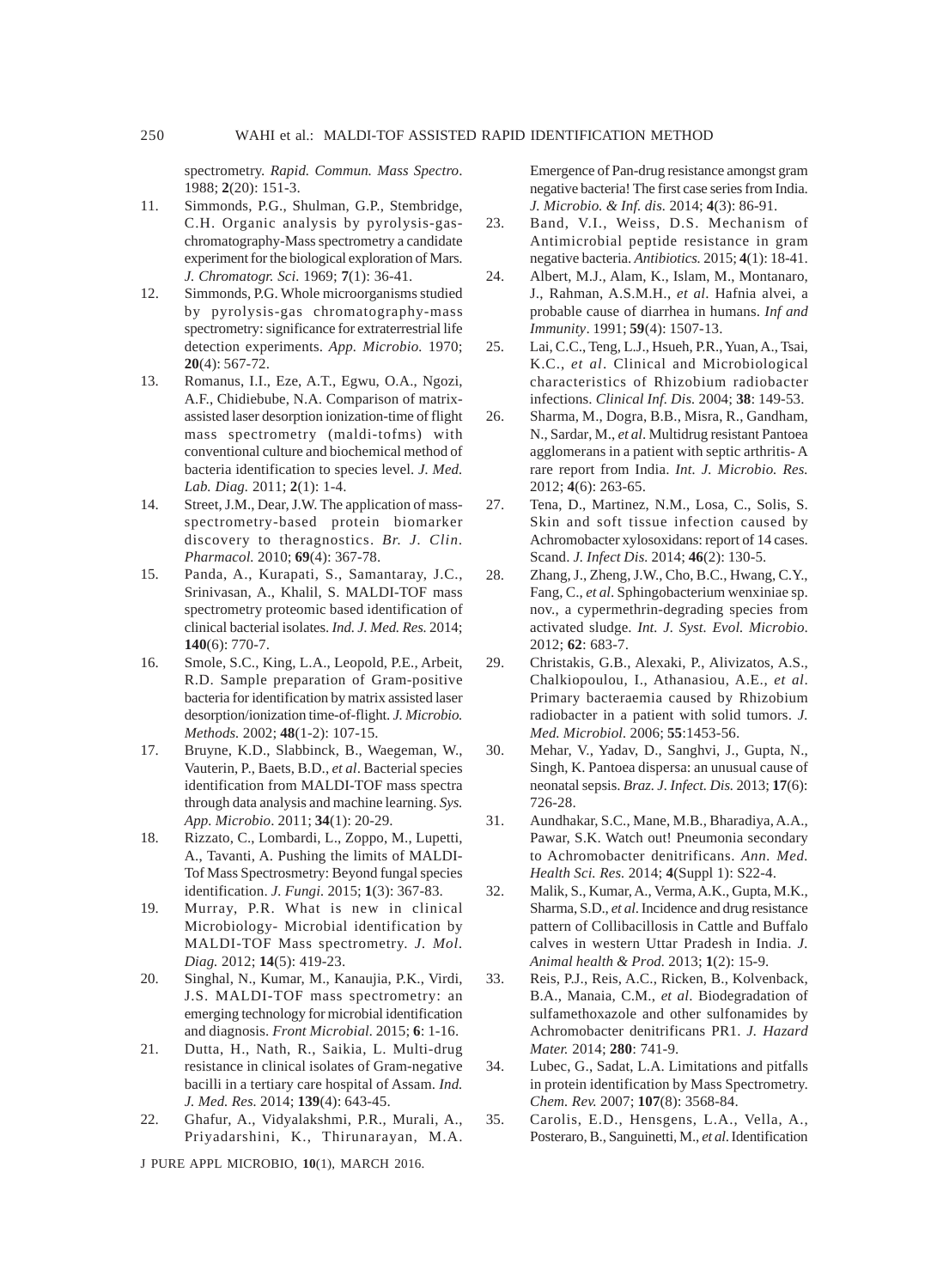spectrometry. *Rapid. Commun. Mass Spectro*. 1988; **2**(20): 151-3.

11. Simmonds, P.G., Shulman, G.P., Stembridge, C.H. Organic analysis by pyrolysis-gas-chromatography-Mass spectrometry a candidate experiment for the biological exploration of Mars. *J. Chromatogr. Sci.* 1969; **7**(1): 36-41.
12. Simmonds, P.G. Whole microorganisms studied by pyrolysis-gas chromatography-mass spectrometry: significance for extraterrestrial life detection experiments. *App. Microbio.* 1970; **20**(4): 567-72.
13. Romanus, I.I., Eze, A.T., Egwu, O.A., Ngozi, A.F., Chidiebube, N.A. Comparison of matrix-assisted laser desorption ionization-time of flight mass spectrometry (maldi-tofms) with conventional culture and biochemical method of bacteria identification to species level. *J. Med. Lab. Diag.* 2011; **2**(1): 1-4.
14. Street, J.M., Dear, J.W. The application of mass-spectrometry-based protein biomarker discovery to theragnostics. *Br. J. Clin. Pharmacol.* 2010; **69**(4): 367-78.
15. Panda, A., Kurapati, S., Samantaray, J.C., Srinivasan, A., Khalil, S. MALDI-TOF mass spectrometry proteomic based identification of clinical bacterial isolates. *Ind. J. Med. Res.* 2014; **140**(6): 770-7.
16. Smole, S.C., King, L.A., Leopold, P.E., Arbeit, R.D. Sample preparation of Gram-positive bacteria for identification by matrix assisted laser desorption/ionization time-of-flight. *J. Microbio. Methods.* 2002; **48**(1-2): 107-15.
17. Bruyne, K.D., Slabbinck, B., Waegeman, W., Vauterin, P., Baets, B.D., *et al*. Bacterial species identification from MALDI-TOF mass spectra through data analysis and machine learning. *Sys. App. Microbio*. 2011; **34**(1): 20-29.
18. Rizzato, C., Lombardi, L., Zoppo, M., Lupetti, A., Tavanti, A. Pushing the limits of MALDI-Tof Mass Spectrosmetry: Beyond fungal species identification. *J. Fungi.* 2015; **1**(3): 367-83.
19. Murray, P.R. What is new in clinical Microbiology- Microbial identification by MALDI-TOF Mass spectrometry. *J. Mol. Diag.* 2012; **14**(5): 419-23.
20. Singhal, N., Kumar, M., Kanaujia, P.K., Virdi, J.S. MALDI-TOF mass spectrometry: an emerging technology for microbial identification and diagnosis. *Front Microbial.* 2015; **6**: 1-16.
21. Dutta, H., Nath, R., Saikia, L. Multi-drug resistance in clinical isolates of Gram-negative bacilli in a tertiary care hospital of Assam. *Ind. J. Med. Res.* 2014; **139**(4): 643-45.
22. Ghafur, A., Vidyalakshmi, P.R., Murali, A., Priyadarshini, K., Thirunarayan, M.A. Emergence of Pan-drug resistance amongst gram negative bacteria! The first case series from India. *J. Microbio. & Inf. dis.* 2014; **4**(3): 86-91.
23. Band, V.I., Weiss, D.S. Mechanism of Antimicrobial peptide resistance in gram negative bacteria. *Antibiotics.* 2015; **4**(1): 18-41.
24. Albert, M.J., Alam, K., Islam, M., Montanaro, J., Rahman, A.S.M.H., *et al*. Hafnia alvei, a probable cause of diarrhea in humans. *Inf and Immunity*. 1991; **59**(4): 1507-13.
25. Lai, C.C., Teng, L.J., Hsueh, P.R., Yuan, A., Tsai, K.C., *et al*. Clinical and Microbiological characteristics of Rhizobium radiobacter infections. *Clinical Inf. Dis.* 2004; **38**: 149-53.
26. Sharma, M., Dogra, B.B., Misra, R., Gandham, N., Sardar, M., *et al*. Multidrug resistant Pantoea agglomerans in a patient with septic arthritis- A rare report from India. *Int. J. Microbio. Res.* 2012; **4**(6): 263-65.
27. Tena, D., Martinez, N.M., Losa, C., Solis, S. Skin and soft tissue infection caused by Achromobacter xylosoxidans: report of 14 cases. Scand. *J. Infect Dis.* 2014; **46**(2): 130-5.
28. Zhang, J., Zheng, J.W., Cho, B.C., Hwang, C.Y., Fang, C., *et al*. Sphingobacterium wenxiniae sp. nov., a cypermethrin-degrading species from activated sludge. *Int. J. Syst. Evol. Microbio*. 2012; **62**: 683-7.
29. Christakis, G.B., Alexaki, P., Alivizatos, A.S., Chalkiopoulou, I., Athanasiou, A.E., *et al*. Primary bacteraemia caused by Rhizobium radiobacter in a patient with solid tumors. *J. Med. Microbiol.* 2006; **55**:1453-56.
30. Mehar, V., Yadav, D., Sanghvi, J., Gupta, N., Singh, K. Pantoea dispersa: an unusual cause of neonatal sepsis. *Braz. J. Infect. Dis.* 2013; **17**(6): 726-28.
31. Aundhakar, S.C., Mane, M.B., Bharadiya, A.A., Pawar, S.K. Watch out! Pneumonia secondary to Achromobacter denitrificans. *Ann. Med. Health Sci. Res.* 2014; **4**(Suppl 1): S22-4.
32. Malik, S., Kumar, A., Verma, A.K., Gupta, M.K., Sharma, S.D., *et al*. Incidence and drug resistance pattern of Collibacillosis in Cattle and Buffalo calves in western Uttar Pradesh in India. *J. Animal health & Prod.* 2013; **1**(2): 15-9.
33. Reis, P.J., Reis, A.C., Ricken, B., Kolvenback, B.A., Manaia, C.M., *et al*. Biodegradation of sulfamethoxazole and other sulfonamides by Achromobacter denitrificans PR1. *J. Hazard Mater.* 2014; **280**: 741-9.
34. Lubec, G., Sadat, L.A. Limitations and pitfalls in protein identification by Mass Spectrometry. *Chem. Rev.* 2007; **107**(8): 3568-84.
35. Carolis, E.D., Hensgens, L.A., Vella, A., Posteraro, B., Sanguinetti, M., *et al*. Identification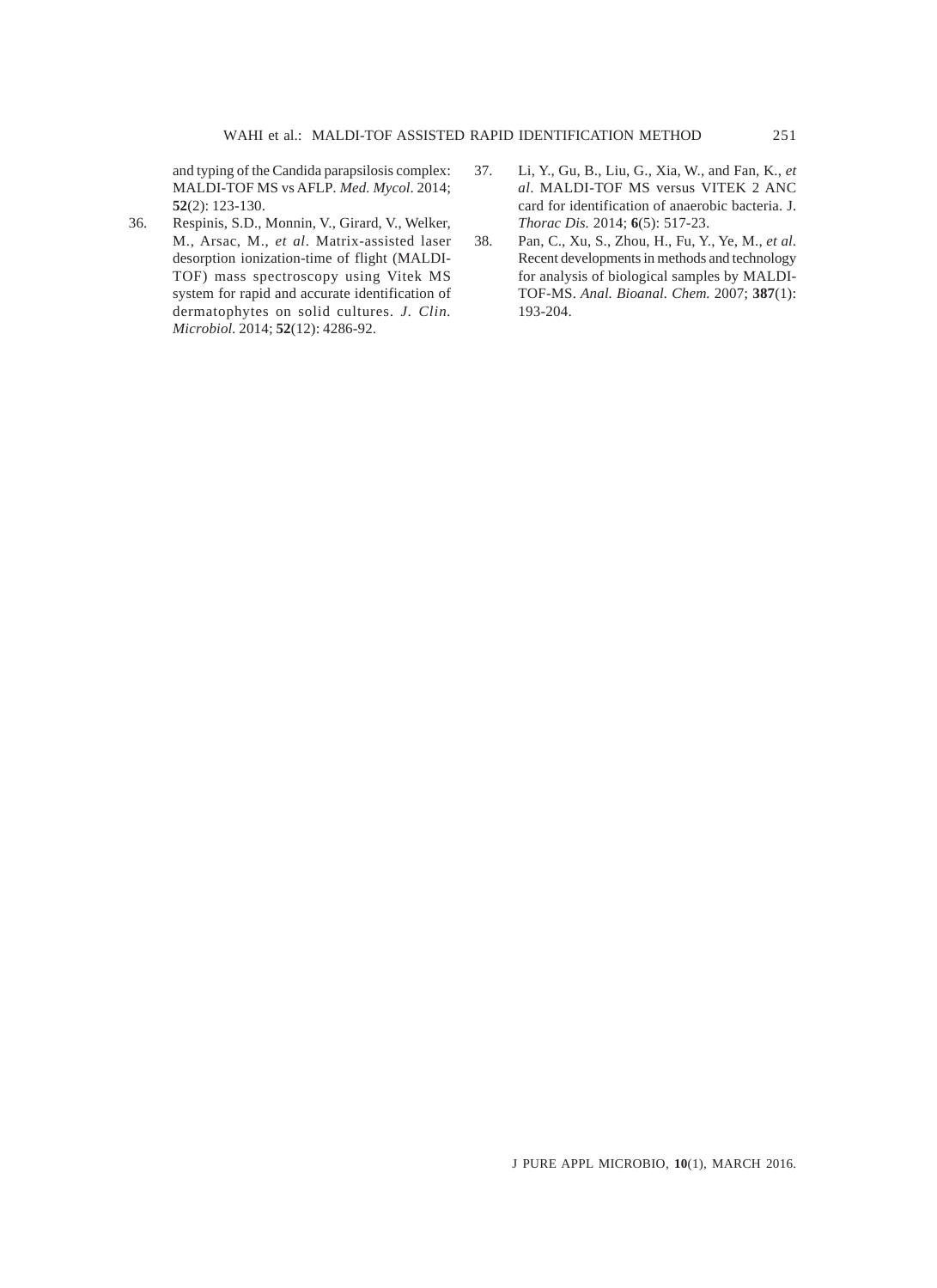and typing of the Candida parapsilosis complex: MALDI-TOF MS vs AFLP. *Med. Mycol*. 2014; **52**(2): 123-130.

36. Respinis, S.D., Monnin, V., Girard, V., Welker, M., Arsac, M., *et al*. Matrix-assisted laser desorption ionization-time of flight (MALDI-TOF) mass spectroscopy using Vitek MS system for rapid and accurate identification of dermatophytes on solid cultures. *J. Clin. Microbiol.* 2014; **52**(12): 4286-92.

37. Li, Y., Gu, B., Liu, G., Xia, W., and Fan, K., *et al*. MALDI-TOF MS versus VITEK 2 ANC card for identification of anaerobic bacteria. J. *Thorac Dis.* 2014; **6**(5): 517-23.

38. Pan, C., Xu, S., Zhou, H., Fu, Y., Ye, M., *et al.* Recent developments in methods and technology for analysis of biological samples by MALDI-TOF-MS. *Anal. Bioanal. Chem.* 2007; **387**(1): 193-204.